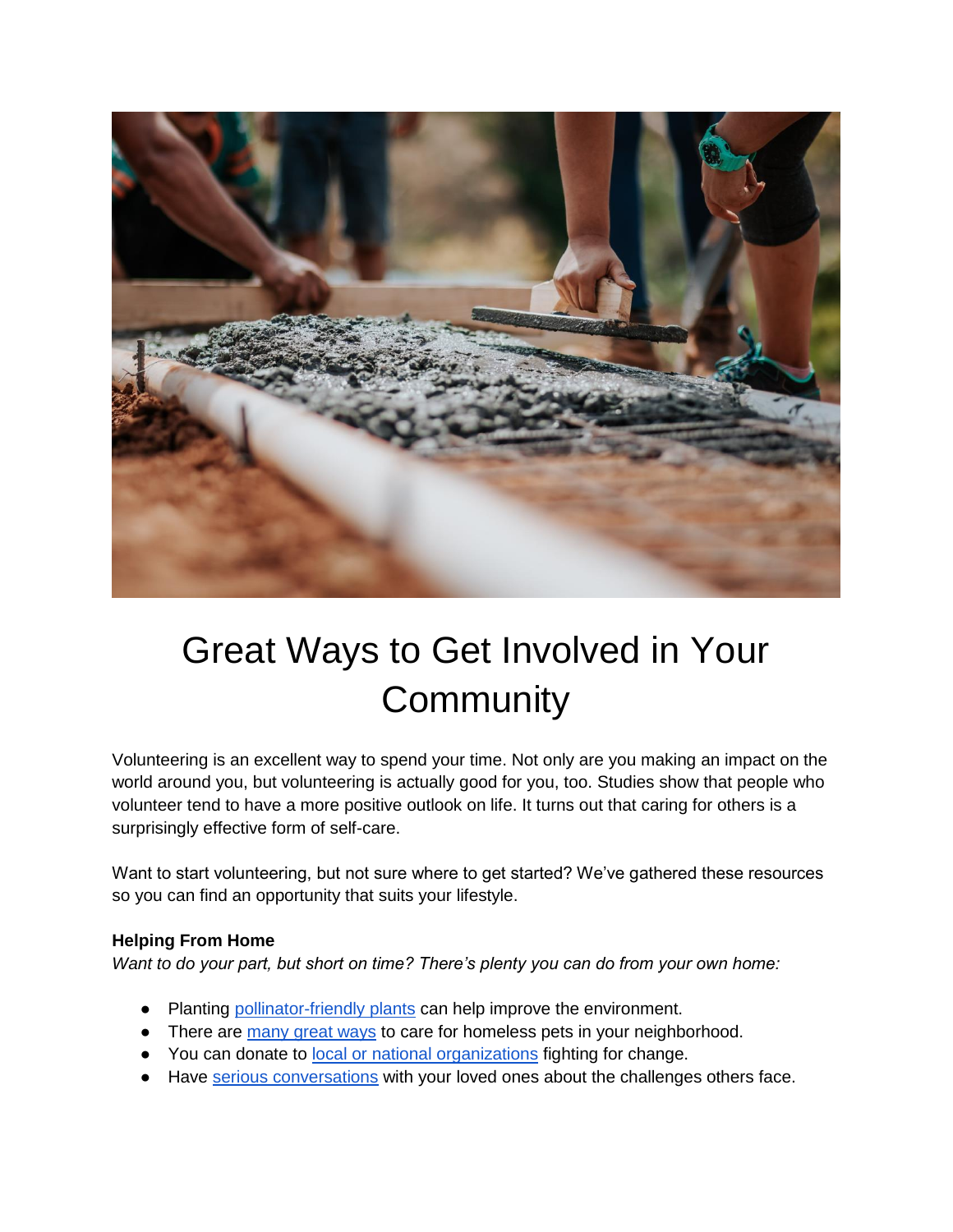# Great Ways to Get Involved in Your Community

Volunteering is an excellent way to spend your time. Not only are you making an impact on the world around you, but volunteering is actually good for you, too. Studies show that people who volunteer tend to have a more positive outlook on life. It turns out that caring for others is a surprisingly effective form of self-care.

Want to start volunteering, but not sure where to get started? We've gathered these resources so you can find an opportunity that suits your lifestyle.

**Helping From Home**

*Want to do your part, but short on time? There's plenty you can do from your own home:*

- Planting pollinator-friendly plants can help improve the environment.
- There are many great ways to care for homeless pets in your neighborhood.
- You can donate to local or national organizations fighting for change.
- Have serious conversations with your loved ones about the challenges others face.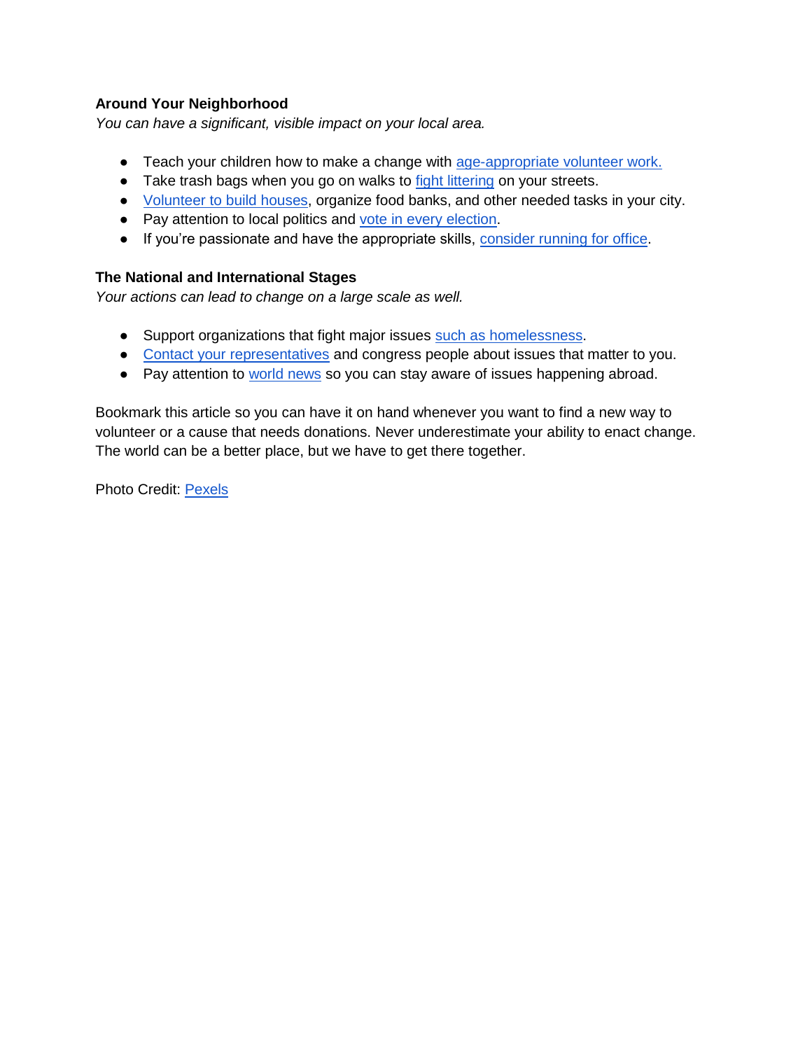**Around Your Neighborhood**

*You can have a significant, visible impact on your local area.*

- Teach your children how to make a change with age-appropriate volunteer work.
- Take trash bags when you go on walks to fight littering on your streets.
- Volunteer to build houses, organize food banks, and other needed tasks in your city.
- Pay attention to local politics and vote in every election.
- If you're passionate and have the appropriate skills, consider running for office.

**The National and International Stages**

*Your actions can lead to change on a large scale as well.*

- Support organizations that fight major issues such as homelessness.
- Contact your representatives and congress people about issues that matter to you.
- Pay attention to world news so you can stay aware of issues happening abroad.

Bookmark this article so you can have it on hand whenever you want to find a new way to volunteer or a cause that needs donations. Never underestimate your ability to enact change. The world can be a better place, but we have to get there together.

Photo Credit: Pexels